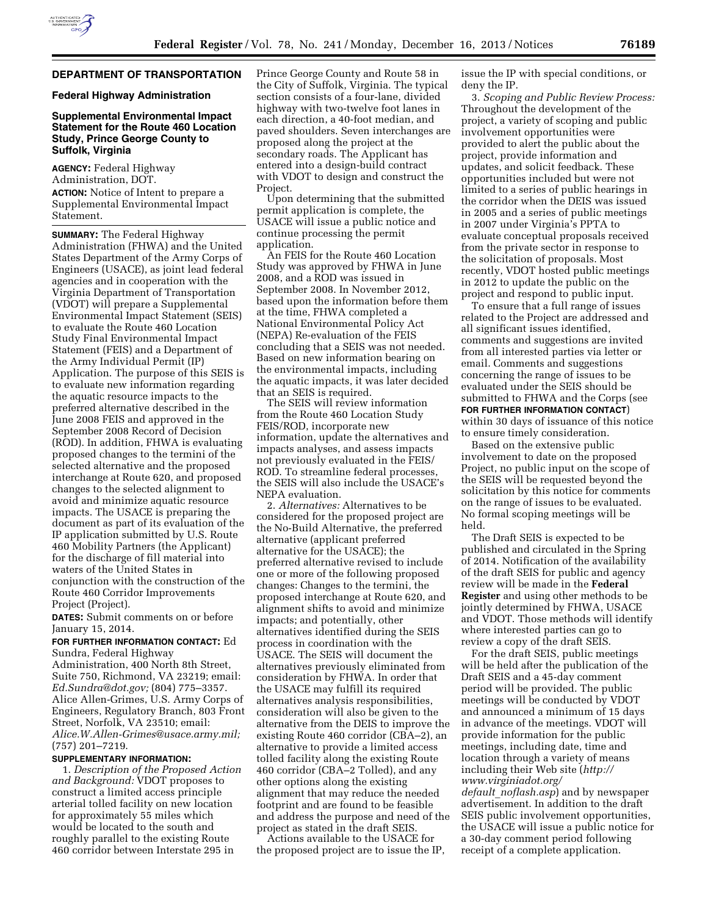## DEPARTMENT OF TRANSPORTATION

### Federal Highway Administration

### Supplemental Environmental Impact Statement for the Route 460 Location Study, Prince George County to Suffolk, Virginia

**AGENCY:** Federal Highway Administration, DOT.

**ACTION:** Notice of Intent to prepare a Supplemental Environmental Impact Statement.

**SUMMARY:** The Federal Highway Administration (FHWA) and the United States Department of the Army Corps of Engineers (USACE), as joint lead federal agencies and in cooperation with the Virginia Department of Transportation (VDOT) will prepare a Supplemental Environmental Impact Statement (SEIS) to evaluate the Route 460 Location Study Final Environmental Impact Statement (FEIS) and a Department of the Army Individual Permit (IP) Application. The purpose of this SEIS is to evaluate new information regarding the aquatic resource impacts to the preferred alternative described in the June 2008 FEIS and approved in the September 2008 Record of Decision (ROD). In addition, FHWA is evaluating proposed changes to the termini of the selected alternative and the proposed interchange at Route 620, and proposed changes to the selected alignment to avoid and minimize aquatic resource impacts. The USACE is preparing the document as part of its evaluation of the IP application submitted by U.S. Route 460 Mobility Partners (the Applicant) for the discharge of fill material into waters of the United States in conjunction with the construction of the Route 460 Corridor Improvements Project (Project).

**DATES:** Submit comments on or before January 15, 2014.

**FOR FURTHER INFORMATION CONTACT:** Ed Sundra, Federal Highway Administration, 400 North 8th Street, Suite 750, Richmond, VA 23219; email: *Ed.Sundra@dot.gov;* (804) 775–3357. Alice Allen-Grimes, U.S. Army Corps of Engineers, Regulatory Branch, 803 Front Street, Norfolk, VA 23510; email: *Alice.W.Allen-Grimes@usace.army.mil;* (757) 201–7219.

**SUPPLEMENTARY INFORMATION:**

1. *Description of the Proposed Action and Background:* VDOT proposes to construct a limited access principle arterial tolled facility on new location for approximately 55 miles which would be located to the south and roughly parallel to the existing Route 460 corridor between Interstate 295 in Prince George County and Route 58 in the City of Suffolk, Virginia. The typical section consists of a four-lane, divided highway with two-twelve foot lanes in each direction, a 40-foot median, and paved shoulders. Seven interchanges are proposed along the project at the secondary roads. The Applicant has entered into a design-build contract with VDOT to design and construct the Project.

Upon determining that the submitted permit application is complete, the USACE will issue a public notice and continue processing the permit application.

An FEIS for the Route 460 Location Study was approved by FHWA in June 2008, and a ROD was issued in September 2008. In November 2012, based upon the information before them at the time, FHWA completed a National Environmental Policy Act (NEPA) Re-evaluation of the FEIS concluding that a SEIS was not needed. Based on new information bearing on the environmental impacts, including the aquatic impacts, it was later decided that an SEIS is required.

The SEIS will review information from the Route 460 Location Study FEIS/ROD, incorporate new information, update the alternatives and impacts analyses, and assess impacts not previously evaluated in the FEIS/ROD. To streamline federal processes, the SEIS will also include the USACE's NEPA evaluation.

2. *Alternatives:* Alternatives to be considered for the proposed project are the No-Build Alternative, the preferred alternative (applicant preferred alternative for the USACE); the preferred alternative revised to include one or more of the following proposed changes: Changes to the termini, the proposed interchange at Route 620, and alignment shifts to avoid and minimize impacts; and potentially, other alternatives identified during the SEIS process in coordination with the USACE. The SEIS will document the alternatives previously eliminated from consideration by FHWA. In order that the USACE may fulfill its required alternatives analysis responsibilities, consideration will also be given to the alternative from the DEIS to improve the existing Route 460 corridor (CBA–2), an alternative to provide a limited access tolled facility along the existing Route 460 corridor (CBA–2 Tolled), and any other options along the existing alignment that may reduce the needed footprint and are found to be feasible and address the purpose and need of the project as stated in the draft SEIS.

Actions available to the USACE for the proposed project are to issue the IP, issue the IP with special conditions, or deny the IP.

3. *Scoping and Public Review Process:* Throughout the development of the project, a variety of scoping and public involvement opportunities were provided to alert the public about the project, provide information and updates, and solicit feedback. These opportunities included but were not limited to a series of public hearings in the corridor when the DEIS was issued in 2005 and a series of public meetings in 2007 under Virginia's PPTA to evaluate conceptual proposals received from the private sector in response to the solicitation of proposals. Most recently, VDOT hosted public meetings in 2012 to update the public on the project and respond to public input.

To ensure that a full range of issues related to the Project are addressed and all significant issues identified, comments and suggestions are invited from all interested parties via letter or email. Comments and suggestions concerning the range of issues to be evaluated under the SEIS should be submitted to FHWA and the Corps (see **FOR FURTHER INFORMATION CONTACT**) within 30 days of issuance of this notice to ensure timely consideration.

Based on the extensive public involvement to date on the proposed Project, no public input on the scope of the SEIS will be requested beyond the solicitation by this notice for comments on the range of issues to be evaluated. No formal scoping meetings will be held.

The Draft SEIS is expected to be published and circulated in the Spring of 2014. Notification of the availability of the draft SEIS for public and agency review will be made in the **Federal Register** and using other methods to be jointly determined by FHWA, USACE and VDOT. Those methods will identify where interested parties can go to review a copy of the draft SEIS.

For the draft SEIS, public meetings will be held after the publication of the Draft SEIS and a 45-day comment period will be provided. The public meetings will be conducted by VDOT and announced a minimum of 15 days in advance of the meetings. VDOT will provide information for the public meetings, including date, time and location through a variety of means including their Web site (*http://www.virginiadot.org/default_noflash.asp*) and by newspaper advertisement. In addition to the draft SEIS public involvement opportunities, the USACE will issue a public notice for a 30-day comment period following receipt of a complete application.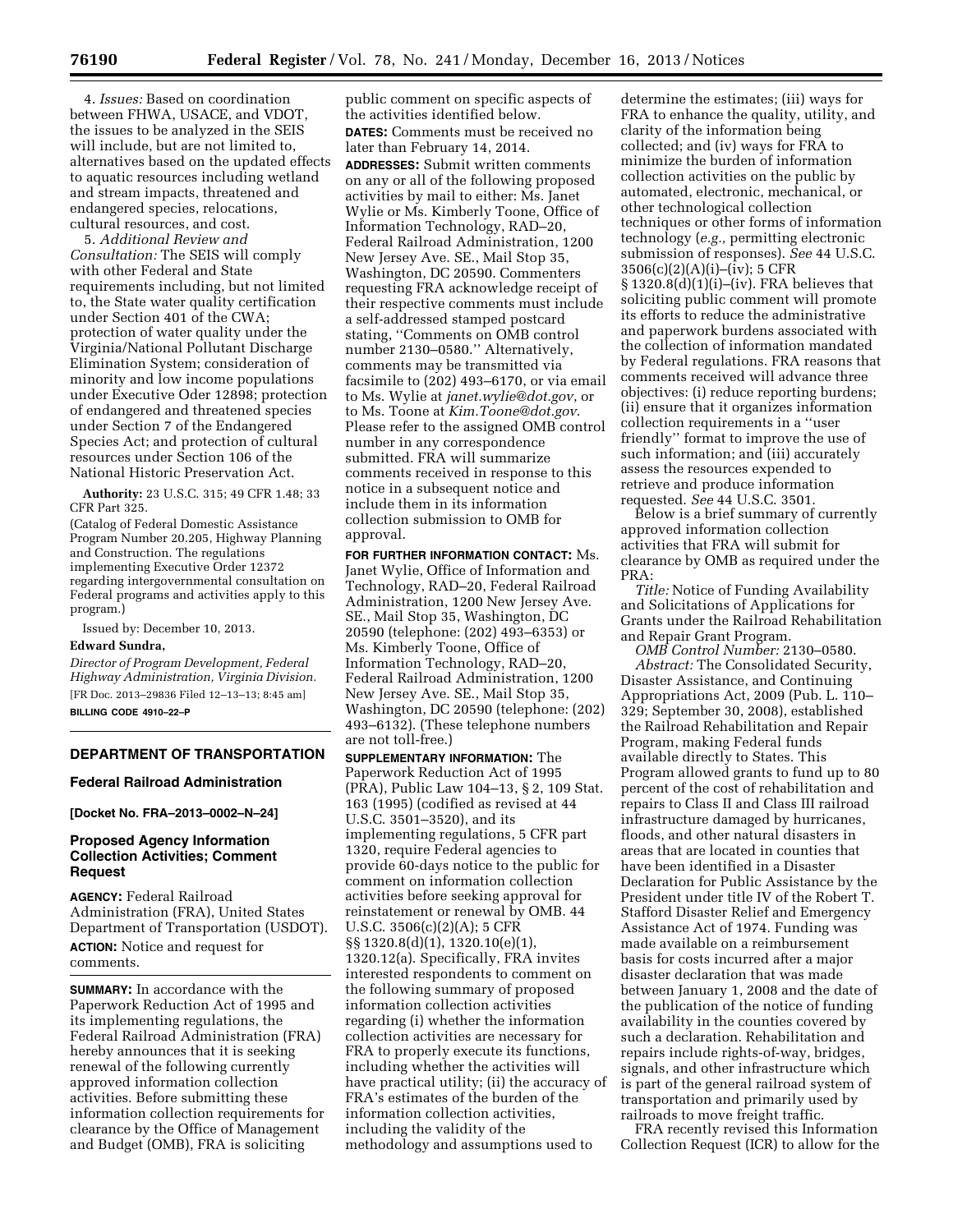4. *Issues:* Based on coordination between FHWA, USACE, and VDOT, the issues to be analyzed in the SEIS will include, but are not limited to, alternatives based on the updated effects to aquatic resources including wetland and stream impacts, threatened and endangered species, relocations, cultural resources, and cost.

5. *Additional Review and Consultation:* The SEIS will comply with other Federal and State requirements including, but not limited to, the State water quality certification under Section 401 of the CWA; protection of water quality under the Virginia/National Pollutant Discharge Elimination System; consideration of minority and low income populations under Executive Oder 12898; protection of endangered and threatened species under Section 7 of the Endangered Species Act; and protection of cultural resources under Section 106 of the National Historic Preservation Act.

**Authority:** 23 U.S.C. 315; 49 CFR 1.48; 33 CFR Part 325.

(Catalog of Federal Domestic Assistance Program Number 20.205, Highway Planning and Construction. The regulations implementing Executive Order 12372 regarding intergovernmental consultation on Federal programs and activities apply to this program.)

Issued by: December 10, 2013.

**Edward Sundra,**

*Director of Program Development, Federal Highway Administration, Virginia Division.*

[FR Doc. 2013–29836 Filed 12–13–13; 8:45 am]

**BILLING CODE 4910–22–P**

## DEPARTMENT OF TRANSPORTATION

### Federal Railroad Administration

**[Docket No. FRA–2013–0002–N–24]**

### Proposed Agency Information Collection Activities; Comment Request

**AGENCY:** Federal Railroad Administration (FRA), United States Department of Transportation (USDOT).

**ACTION:** Notice and request for comments.

**SUMMARY:** In accordance with the Paperwork Reduction Act of 1995 and its implementing regulations, the Federal Railroad Administration (FRA) hereby announces that it is seeking renewal of the following currently approved information collection activities. Before submitting these information collection requirements for clearance by the Office of Management and Budget (OMB), FRA is soliciting public comment on specific aspects of the activities identified below.

**DATES:** Comments must be received no later than February 14, 2014.

**ADDRESSES:** Submit written comments on any or all of the following proposed activities by mail to either: Ms. Janet Wylie or Ms. Kimberly Toone, Office of Information Technology, RAD–20, Federal Railroad Administration, 1200 New Jersey Ave. SE., Mail Stop 35, Washington, DC 20590. Commenters requesting FRA acknowledge receipt of their respective comments must include a self-addressed stamped postcard stating, ''Comments on OMB control number 2130–0580.'' Alternatively, comments may be transmitted via facsimile to (202) 493–6170, or via email to Ms. Wylie at *janet.wylie@dot.gov*, or to Ms. Toone at *Kim.Toone@dot.gov*. Please refer to the assigned OMB control number in any correspondence submitted. FRA will summarize comments received in response to this notice in a subsequent notice and include them in its information collection submission to OMB for approval.

**FOR FURTHER INFORMATION CONTACT:** Ms. Janet Wylie, Office of Information and Technology, RAD–20, Federal Railroad Administration, 1200 New Jersey Ave. SE., Mail Stop 35, Washington, DC 20590 (telephone: (202) 493–6353) or Ms. Kimberly Toone, Office of Information Technology, RAD–20, Federal Railroad Administration, 1200 New Jersey Ave. SE., Mail Stop 35, Washington, DC 20590 (telephone: (202) 493–6132). (These telephone numbers are not toll-free.)

**SUPPLEMENTARY INFORMATION:** The Paperwork Reduction Act of 1995 (PRA), Public Law 104–13, § 2, 109 Stat. 163 (1995) (codified as revised at 44 U.S.C. 3501–3520), and its implementing regulations, 5 CFR part 1320, require Federal agencies to provide 60-days notice to the public for comment on information collection activities before seeking approval for reinstatement or renewal by OMB. 44 U.S.C. 3506(c)(2)(A); 5 CFR §§ 1320.8(d)(1), 1320.10(e)(1), 1320.12(a). Specifically, FRA invites interested respondents to comment on the following summary of proposed information collection activities regarding (i) whether the information collection activities are necessary for FRA to properly execute its functions, including whether the activities will have practical utility; (ii) the accuracy of FRA's estimates of the burden of the information collection activities, including the validity of the methodology and assumptions used to determine the estimates; (iii) ways for FRA to enhance the quality, utility, and clarity of the information being collected; and (iv) ways for FRA to minimize the burden of information collection activities on the public by automated, electronic, mechanical, or other technological collection techniques or other forms of information technology (*e.g.,* permitting electronic submission of responses). *See* 44 U.S.C. 3506(c)(2)(A)(i)–(iv); 5 CFR § 1320.8(d)(1)(i)–(iv). FRA believes that soliciting public comment will promote its efforts to reduce the administrative and paperwork burdens associated with the collection of information mandated by Federal regulations. FRA reasons that comments received will advance three objectives: (i) reduce reporting burdens; (ii) ensure that it organizes information collection requirements in a ''user friendly'' format to improve the use of such information; and (iii) accurately assess the resources expended to retrieve and produce information requested. *See* 44 U.S.C. 3501.

Below is a brief summary of currently approved information collection activities that FRA will submit for clearance by OMB as required under the PRA:

*Title:* Notice of Funding Availability and Solicitations of Applications for Grants under the Railroad Rehabilitation and Repair Grant Program.

*OMB Control Number:* 2130–0580.

*Abstract:* The Consolidated Security, Disaster Assistance, and Continuing Appropriations Act, 2009 (Pub. L. 110–329; September 30, 2008), established the Railroad Rehabilitation and Repair Program, making Federal funds available directly to States. This Program allowed grants to fund up to 80 percent of the cost of rehabilitation and repairs to Class II and Class III railroad infrastructure damaged by hurricanes, floods, and other natural disasters in areas that are located in counties that have been identified in a Disaster Declaration for Public Assistance by the President under title IV of the Robert T. Stafford Disaster Relief and Emergency Assistance Act of 1974. Funding was made available on a reimbursement basis for costs incurred after a major disaster declaration that was made between January 1, 2008 and the date of the publication of the notice of funding availability in the counties covered by such a declaration. Rehabilitation and repairs include rights-of-way, bridges, signals, and other infrastructure which is part of the general railroad system of transportation and primarily used by railroads to move freight traffic.

FRA recently revised this Information Collection Request (ICR) to allow for the